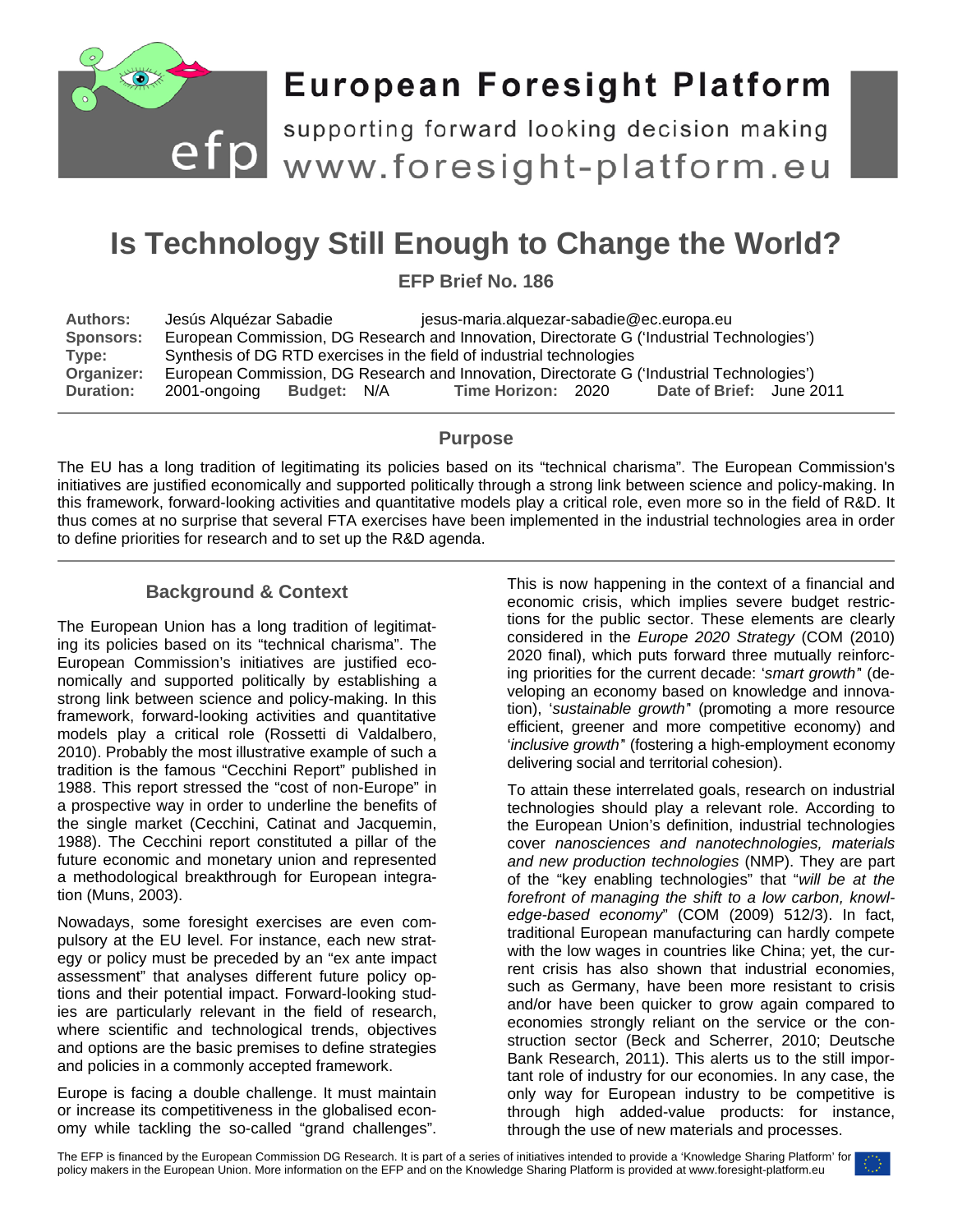# Is Technology Still Enough to Change the World?

**EFP Brief No. 186**

| | |
|---|---|
| **Authors:** | Jesús Alquézar Sabadie    jesus-maria.alquezar-sabadie@ec.europa.eu |
| **Sponsors:** | European Commission, DG Research and Innovation, Directorate G ('Industrial Technologies') |
| **Type:** | Synthesis of DG RTD exercises in the field of industrial technologies |
| **Organizer:** | European Commission, DG Research and Innovation, Directorate G ('Industrial Technologies') |
| **Duration:** | 2001-ongoing    **Budget:** N/A    **Time Horizon:** 2020    **Date of Brief:** June 2011 |

## Purpose

The EU has a long tradition of legitimating its policies based on its "technical charisma". The European Commission's initiatives are justified economically and supported politically through a strong link between science and policy-making. In this framework, forward-looking activities and quantitative models play a critical role, even more so in the field of R&D. It thus comes at no surprise that several FTA exercises have been implemented in the industrial technologies area in order to define priorities for research and to set up the R&D agenda.

## Background & Context

The European Union has a long tradition of legitimating its policies based on its "technical charisma". The European Commission's initiatives are justified economically and supported politically by establishing a strong link between science and policy-making. In this framework, forward-looking activities and quantitative models play a critical role (Rossetti di Valdalbero, 2010). Probably the most illustrative example of such a tradition is the famous "Cecchini Report" published in 1988. This report stressed the "cost of non-Europe" in a prospective way in order to underline the benefits of the single market (Cecchini, Catinat and Jacquemin, 1988). The Cecchini report constituted a pillar of the future economic and monetary union and represented a methodological breakthrough for European integration (Muns, 2003).

Nowadays, some foresight exercises are even compulsory at the EU level. For instance, each new strategy or policy must be preceded by an "ex ante impact assessment" that analyses different future policy options and their potential impact. Forward-looking studies are particularly relevant in the field of research, where scientific and technological trends, objectives and options are the basic premises to define strategies and policies in a commonly accepted framework.

Europe is facing a double challenge. It must maintain or increase its competitiveness in the globalised economy while tackling the so-called "grand challenges". This is now happening in the context of a financial and economic crisis, which implies severe budget restrictions for the public sector. These elements are clearly considered in the *Europe 2020 Strategy* (COM (2010) 2020 final), which puts forward three mutually reinforcing priorities for the current decade: '*smart growth*" (developing an economy based on knowledge and innovation), '*sustainable growth*" (promoting a more resource efficient, greener and more competitive economy) and '*inclusive growth*" (fostering a high-employment economy delivering social and territorial cohesion).

To attain these interrelated goals, research on industrial technologies should play a relevant role. According to the European Union's definition, industrial technologies cover *nanosciences and nanotechnologies, materials and new production technologies* (NMP). They are part of the "key enabling technologies" that "*will be at the forefront of managing the shift to a low carbon, knowledge-based economy*" (COM (2009) 512/3). In fact, traditional European manufacturing can hardly compete with the low wages in countries like China; yet, the current crisis has also shown that industrial economies, such as Germany, have been more resistant to crisis and/or have been quicker to grow again compared to economies strongly reliant on the service or the construction sector (Beck and Scherrer, 2010; Deutsche Bank Research, 2011). This alerts us to the still important role of industry for our economies. In any case, the only way for European industry to be competitive is through high added-value products: for instance, through the use of new materials and processes.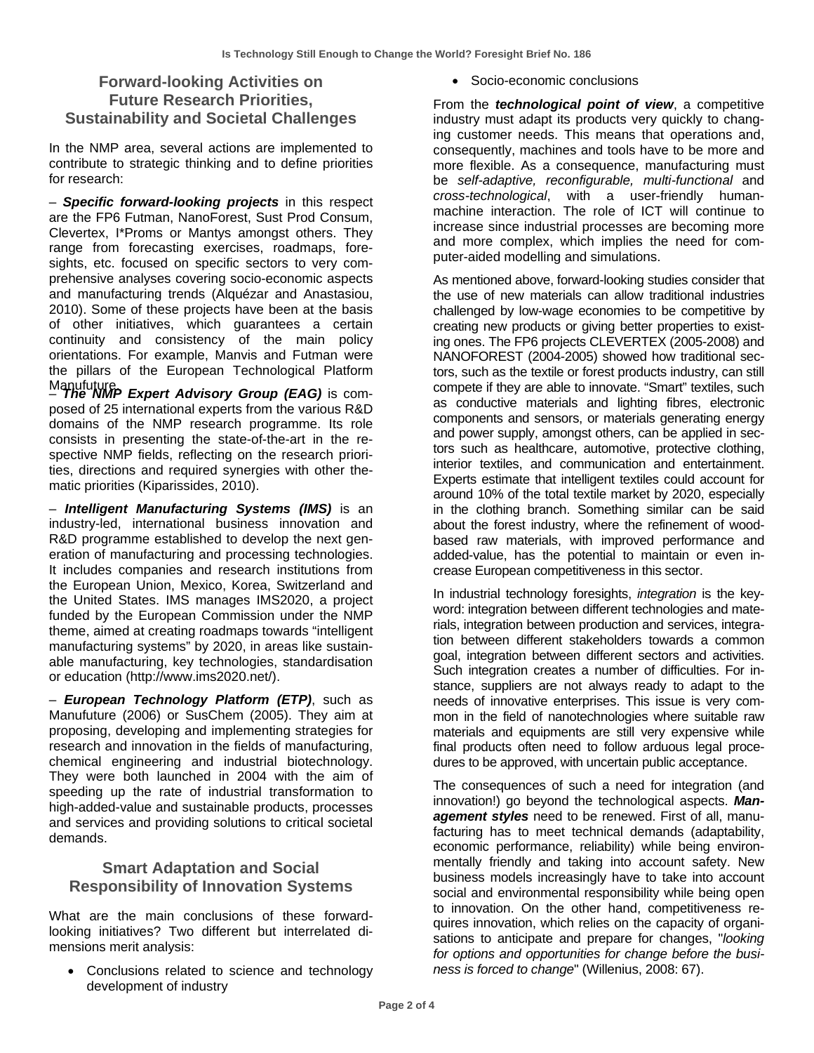## Forward-looking Activities on Future Research Priorities, Sustainability and Societal Challenges

In the NMP area, several actions are implemented to contribute to strategic thinking and to define priorities for research:

– ***Specific forward-looking projects*** in this respect are the FP6 Futman, NanoForest, Sust Prod Consum, Clevertex, I*Proms or Mantys amongst others. They range from forecasting exercises, roadmaps, foresights, etc. focused on specific sectors to very comprehensive analyses covering socio-economic aspects and manufacturing trends (Alquézar and Anastasiou, 2010). Some of these projects have been at the basis of other initiatives, which guarantees a certain continuity and consistency of the main policy orientations. For example, Manvis and Futman were the pillars of the European Technological Platform Manufuture.

– ***The NMP Expert Advisory Group (EAG)*** is composed of 25 international experts from the various R&D domains of the NMP research programme. Its role consists in presenting the state-of-the-art in the respective NMP fields, reflecting on the research priorities, directions and required synergies with other thematic priorities (Kiparissides, 2010).

– ***Intelligent Manufacturing Systems (IMS)*** is an industry-led, international business innovation and R&D programme established to develop the next generation of manufacturing and processing technologies. It includes companies and research institutions from the European Union, Mexico, Korea, Switzerland and the United States. IMS manages IMS2020, a project funded by the European Commission under the NMP theme, aimed at creating roadmaps towards "intelligent manufacturing systems" by 2020, in areas like sustainable manufacturing, key technologies, standardisation or education (http://www.ims2020.net/).

– ***European Technology Platform (ETP)***, such as Manufuture (2006) or SusChem (2005). They aim at proposing, developing and implementing strategies for research and innovation in the fields of manufacturing, chemical engineering and industrial biotechnology. They were both launched in 2004 with the aim of speeding up the rate of industrial transformation to high-added-value and sustainable products, processes and services and providing solutions to critical societal demands.

## Smart Adaptation and Social Responsibility of Innovation Systems

What are the main conclusions of these forward-looking initiatives? Two different but interrelated dimensions merit analysis:

- Conclusions related to science and technology development of industry
- Socio-economic conclusions

From the ***technological point of view***, a competitive industry must adapt its products very quickly to changing customer needs. This means that operations and, consequently, machines and tools have to be more and more flexible. As a consequence, manufacturing must be *self-adaptive, reconfigurable, multi-functional* and *cross-technological*, with a user-friendly human-machine interaction. The role of ICT will continue to increase since industrial processes are becoming more and more complex, which implies the need for computer-aided modelling and simulations.

As mentioned above, forward-looking studies consider that the use of new materials can allow traditional industries challenged by low-wage economies to be competitive by creating new products or giving better properties to existing ones. The FP6 projects CLEVERTEX (2005-2008) and NANOFOREST (2004-2005) showed how traditional sectors, such as the textile or forest products industry, can still compete if they are able to innovate. "Smart" textiles, such as conductive materials and lighting fibres, electronic components and sensors, or materials generating energy and power supply, amongst others, can be applied in sectors such as healthcare, automotive, protective clothing, interior textiles, and communication and entertainment. Experts estimate that intelligent textiles could account for around 10% of the total textile market by 2020, especially in the clothing branch. Something similar can be said about the forest industry, where the refinement of wood-based raw materials, with improved performance and added-value, has the potential to maintain or even increase European competitiveness in this sector.

In industrial technology foresights, *integration* is the keyword: integration between different technologies and materials, integration between production and services, integration between different stakeholders towards a common goal, integration between different sectors and activities. Such integration creates a number of difficulties. For instance, suppliers are not always ready to adapt to the needs of innovative enterprises. This issue is very common in the field of nanotechnologies where suitable raw materials and equipments are still very expensive while final products often need to follow arduous legal procedures to be approved, with uncertain public acceptance.

The consequences of such a need for integration (and innovation!) go beyond the technological aspects. ***Management styles*** need to be renewed. First of all, manufacturing has to meet technical demands (adaptability, economic performance, reliability) while being environmentally friendly and taking into account safety. New business models increasingly have to take into account social and environmental responsibility while being open to innovation. On the other hand, competitiveness requires innovation, which relies on the capacity of organisations to anticipate and prepare for changes, "*looking for options and opportunities for change before the business is forced to change*" (Wilenius, 2008: 67).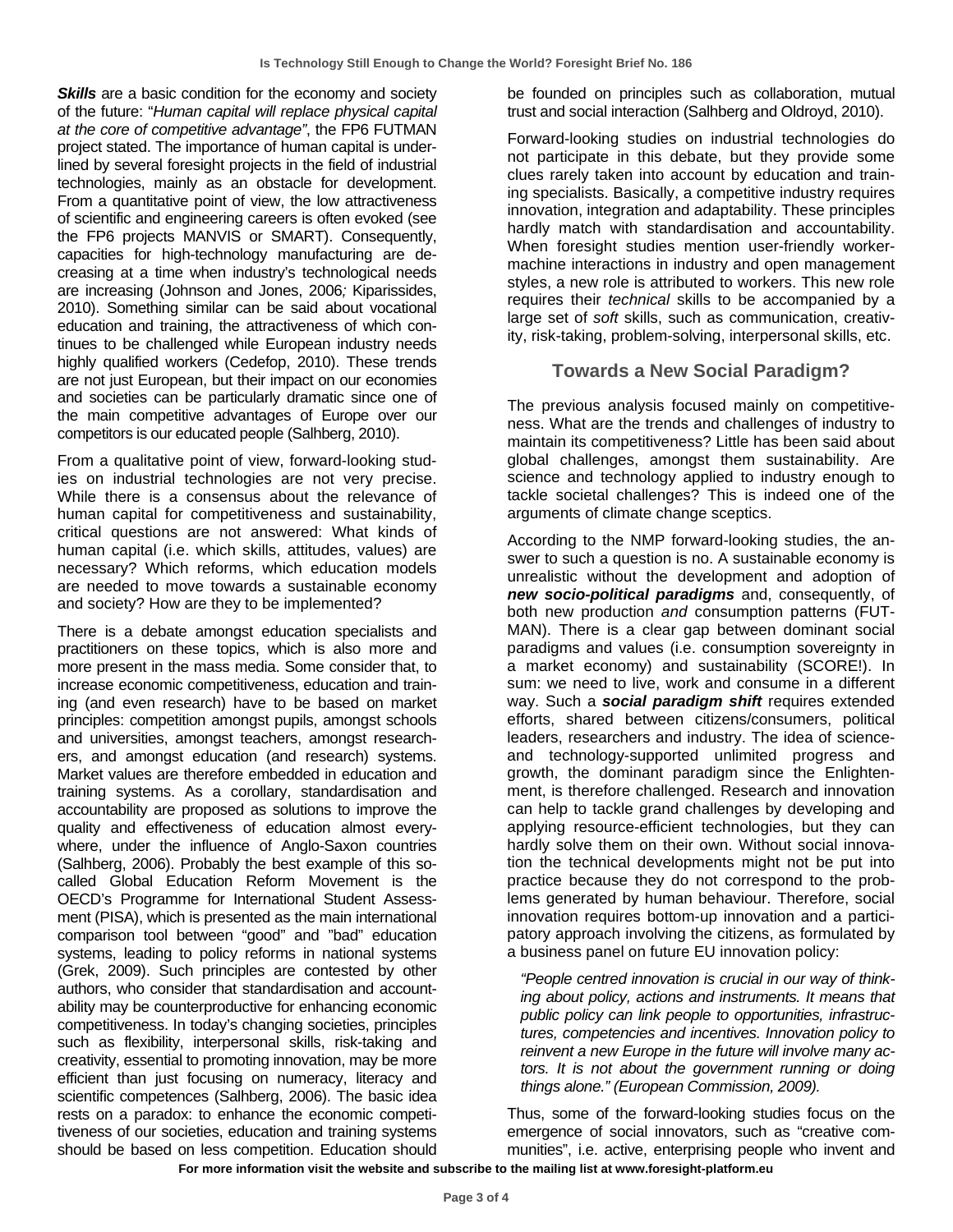***Skills*** are a basic condition for the economy and society of the future: "*Human capital will replace physical capital at the core of competitive advantage*", the FP6 FUTMAN project stated. The importance of human capital is underlined by several foresight projects in the field of industrial technologies, mainly as an obstacle for development. From a quantitative point of view, the low attractiveness of scientific and engineering careers is often evoked (see the FP6 projects MANVIS or SMART). Consequently, capacities for high-technology manufacturing are decreasing at a time when industry's technological needs are increasing (Johnson and Jones, 2006*;* Kiparissides, 2010). Something similar can be said about vocational education and training, the attractiveness of which continues to be challenged while European industry needs highly qualified workers (Cedefop, 2010). These trends are not just European, but their impact on our economies and societies can be particularly dramatic since one of the main competitive advantages of Europe over our competitors is our educated people (Salhberg, 2010).

From a qualitative point of view, forward-looking studies on industrial technologies are not very precise. While there is a consensus about the relevance of human capital for competitiveness and sustainability, critical questions are not answered: What kinds of human capital (i.e. which skills, attitudes, values) are necessary? Which reforms, which education models are needed to move towards a sustainable economy and society? How are they to be implemented?

There is a debate amongst education specialists and practitioners on these topics, which is also more and more present in the mass media. Some consider that, to increase economic competitiveness, education and training (and even research) have to be based on market principles: competition amongst pupils, amongst schools and universities, amongst teachers, amongst researchers, and amongst education (and research) systems. Market values are therefore embedded in education and training systems. As a corollary, standardisation and accountability are proposed as solutions to improve the quality and effectiveness of education almost everywhere, under the influence of Anglo-Saxon countries (Salhberg, 2006). Probably the best example of this so-called Global Education Reform Movement is the OECD's Programme for International Student Assessment (PISA), which is presented as the main international comparison tool between "good" and "bad" education systems, leading to policy reforms in national systems (Grek, 2009). Such principles are contested by other authors, who consider that standardisation and accountability may be counterproductive for enhancing economic competitiveness. In today's changing societies, principles such as flexibility, interpersonal skills, risk-taking and creativity, essential to promoting innovation, may be more efficient than just focusing on numeracy, literacy and scientific competences (Salhberg, 2006). The basic idea rests on a paradox: to enhance the economic competitiveness of our societies, education and training systems should be based on less competition. Education should be founded on principles such as collaboration, mutual trust and social interaction (Salhberg and Oldroyd, 2010).

Forward-looking studies on industrial technologies do not participate in this debate, but they provide some clues rarely taken into account by education and training specialists. Basically, a competitive industry requires innovation, integration and adaptability. These principles hardly match with standardisation and accountability. When foresight studies mention user-friendly worker-machine interactions in industry and open management styles, a new role is attributed to workers. This new role requires their *technical* skills to be accompanied by a large set of *soft* skills, such as communication, creativity, risk-taking, problem-solving, interpersonal skills, etc.

## Towards a New Social Paradigm?

The previous analysis focused mainly on competitiveness. What are the trends and challenges of industry to maintain its competitiveness? Little has been said about global challenges, amongst them sustainability. Are science and technology applied to industry enough to tackle societal challenges? This is indeed one of the arguments of climate change sceptics.

According to the NMP forward-looking studies, the answer to such a question is no. A sustainable economy is unrealistic without the development and adoption of ***new socio-political paradigms*** and, consequently, of both new production *and* consumption patterns (FUTMAN). There is a clear gap between dominant social paradigms and values (i.e. consumption sovereignty in a market economy) and sustainability (SCORE!). In sum: we need to live, work and consume in a different way. Such a ***social paradigm shift*** requires extended efforts, shared between citizens/consumers, political leaders, researchers and industry. The idea of science- and technology-supported unlimited progress and growth, the dominant paradigm since the Enlightenment, is therefore challenged. Research and innovation can help to tackle grand challenges by developing and applying resource-efficient technologies, but they can hardly solve them on their own. Without social innovation the technical developments might not be put into practice because they do not correspond to the problems generated by human behaviour. Therefore, social innovation requires bottom-up innovation and a participatory approach involving the citizens, as formulated by a business panel on future EU innovation policy:

> *"People centred innovation is crucial in our way of thinking about policy, actions and instruments. It means that public policy can link people to opportunities, infrastructures, competencies and incentives. Innovation policy to reinvent a new Europe in the future will involve many actors. It is not about the government running or doing things alone." (European Commission, 2009).*

Thus, some of the forward-looking studies focus on the emergence of social innovators, such as "creative communities", i.e. active, enterprising people who invent and

**For more information visit the website and subscribe to the mailing list at www.foresight-platform.eu**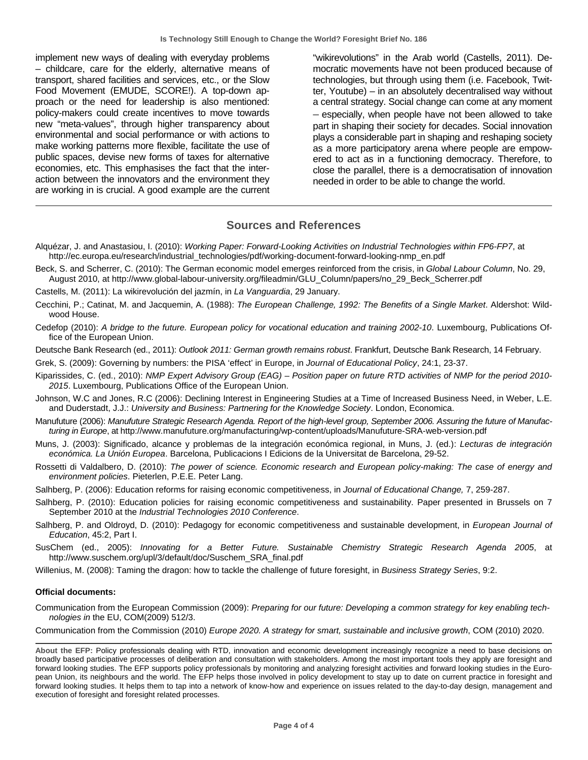implement new ways of dealing with everyday problems – childcare, care for the elderly, alternative means of transport, shared facilities and services, etc., or the Slow Food Movement (EMUDE, SCORE!). A top-down approach or the need for leadership is also mentioned: policy-makers could create incentives to move towards new "meta-values", through higher transparency about environmental and social performance or with actions to make working patterns more flexible, facilitate the use of public spaces, devise new forms of taxes for alternative economies, etc. This emphasises the fact that the interaction between the innovators and the environment they are working in is crucial. A good example are the current "wikirevolutions" in the Arab world (Castells, 2011). Democratic movements have not been produced because of technologies, but through using them (i.e. Facebook, Twitter, Youtube) – in an absolutely decentralised way without a central strategy. Social change can come at any moment – especially, when people have not been allowed to take part in shaping their society for decades. Social innovation plays a considerable part in shaping and reshaping society as a more participatory arena where people are empowered to act as in a functioning democracy. Therefore, to close the parallel, there is a democratisation of innovation needed in order to be able to change the world.

## Sources and References

Alquézar, J. and Anastasiou, I. (2010): *Working Paper: Forward-Looking Activities on Industrial Technologies within FP6-FP7*, at http://ec.europa.eu/research/industrial_technologies/pdf/working-document-forward-looking-nmp_en.pdf

Beck, S. and Scherrer, C. (2010): The German economic model emerges reinforced from the crisis, in *Global Labour Column*, No. 29, August 2010, at http://www.global-labour-university.org/fileadmin/GLU_Column/papers/no_29_Beck_Scherrer.pdf

Castells, M. (2011): La wikirevolución del jazmín, in *La Vanguardia*, 29 January.

Cecchini, P.; Catinat, M. and Jacquemin, A. (1988): *The European Challenge, 1992: The Benefits of a Single Market*. Aldershot: Wildwood House.

Cedefop (2010): *A bridge to the future. European policy for vocational education and training 2002-10*. Luxembourg, Publications Office of the European Union.

Deutsche Bank Research (ed., 2011): *Outlook 2011: German growth remains robust*. Frankfurt, Deutsche Bank Research, 14 February.

Grek, S. (2009): Governing by numbers: the PISA 'effect' in Europe, in *Journal of Educational Policy*, 24:1, 23-37.

Kiparissides, C. (ed., 2010): *NMP Expert Advisory Group (EAG) – Position paper on future RTD activities of NMP for the period 2010-2015*. Luxembourg, Publications Office of the European Union.

Johnson, W.C and Jones, R.C (2006): Declining Interest in Engineering Studies at a Time of Increased Business Need, in Weber, L.E. and Duderstadt, J.J.: *University and Business: Partnering for the Knowledge Society*. London, Economica.

Manufuture (2006): *Manufuture Strategic Research Agenda. Report of the high-level group, September 2006. Assuring the future of Manufacturing in Europe*, at http://www.manufuture.org/manufacturing/wp-content/uploads/Manufuture-SRA-web-version.pdf

Muns, J. (2003): Significado, alcance y problemas de la integración económica regional, in Muns, J. (ed.): *Lecturas de integración económica. La Unión Europea*. Barcelona, Publicacions I Edicions de la Universitat de Barcelona, 29-52.

Rossetti di Valdalbero, D. (2010): *The power of science. Economic research and European policy-making: The case of energy and environment policies*. Pieterlen, P.E.E. Peter Lang.

Salhberg, P. (2006): Education reforms for raising economic competitiveness, in *Journal of Educational Change,* 7, 259-287.

Salhberg, P. (2010): Education policies for raising economic competitiveness and sustainability. Paper presented in Brussels on 7 September 2010 at the *Industrial Technologies 2010 Conference*.

Salhberg, P. and Oldroyd, D. (2010): Pedagogy for economic competitiveness and sustainable development, in *European Journal of Education*, 45:2, Part I.

SusChem (ed., 2005): *Innovating for a Better Future. Sustainable Chemistry Strategic Research Agenda 2005*, at http://www.suschem.org/upl/3/default/doc/Suschem_SRA_final.pdf

Willenius, M. (2008): Taming the dragon: how to tackle the challenge of future foresight, in *Business Strategy Series*, 9:2.

**Official documents:**

Communication from the European Commission (2009): *Preparing for our future: Developing a common strategy for key enabling technologies in* the EU, COM(2009) 512/3.

Communication from the Commission (2010) *Europe 2020. A strategy for smart, sustainable and inclusive growth*, COM (2010) 2020.

**About the EFP:** Policy professionals dealing with RTD, innovation and economic development increasingly recognize a need to base decisions on broadly based participative processes of deliberation and consultation with stakeholders. Among the most important tools they apply are foresight and forward looking studies. The EFP supports policy professionals by monitoring and analyzing foresight activities and forward looking studies in the European Union, its neighbours and the world. The EFP helps those involved in policy development to stay up to date on current practice in foresight and forward looking studies. It helps them to tap into a network of know-how and experience on issues related to the day-to-day design, management and execution of foresight and foresight related processes.